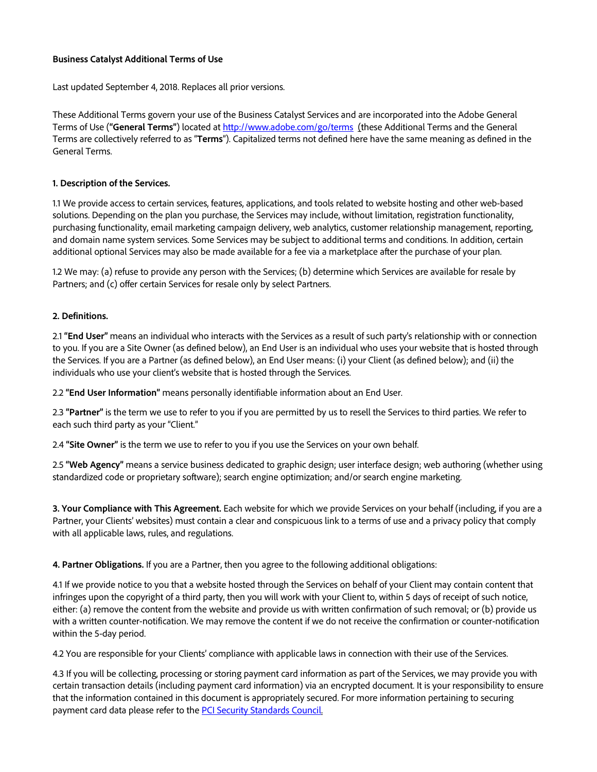**Business Catalyst Additional Terms of Use**

Last updated September 4, 2018. Replaces all prior versions.

These Additional Terms govern your use of the Business Catalyst Services and are incorporated into the Adobe General Terms of Use (**"General Terms"**) located at [http://www.adobe.com/go/terms](http://www.adobe.com/go/terms) (these Additional Terms and the General Terms are collectively referred to as "**Terms**"). Capitalized terms not defined here have the same meaning as defined in the General Terms.

**1. Description of the Services.**

1.1 We provide access to certain services, features, applications, and tools related to website hosting and other web-based solutions. Depending on the plan you purchase, the Services may include, without limitation, registration functionality, purchasing functionality, email marketing campaign delivery, web analytics, customer relationship management, reporting, and domain name system services. Some Services may be subject to additional terms and conditions. In addition, certain additional optional Services may also be made available for a fee via a marketplace after the purchase of your plan.

1.2 We may: (a) refuse to provide any person with the Services; (b) determine which Services are available for resale by Partners; and (c) offer certain Services for resale only by select Partners.

**2. Definitions.**

2.1 **"End User"** means an individual who interacts with the Services as a result of such party's relationship with or connection to you. If you are a Site Owner (as defined below), an End User is an individual who uses your website that is hosted through the Services. If you are a Partner (as defined below), an End User means: (i) your Client (as defined below); and (ii) the individuals who use your client's website that is hosted through the Services.

2.2 **"End User Information"** means personally identifiable information about an End User.

2.3 **"Partner"** is the term we use to refer to you if you are permitted by us to resell the Services to third parties. We refer to each such third party as your "Client."

2.4 **"Site Owner"** is the term we use to refer to you if you use the Services on your own behalf.

2.5 **"Web Agency"** means a service business dedicated to graphic design; user interface design; web authoring (whether using standardized code or proprietary software); search engine optimization; and/or search engine marketing.

**3. Your Compliance with This Agreement.** Each website for which we provide Services on your behalf (including, if you are a Partner, your Clients' websites) must contain a clear and conspicuous link to a terms of use and a privacy policy that comply with all applicable laws, rules, and regulations.

**4. Partner Obligations.** If you are a Partner, then you agree to the following additional obligations:

4.1 If we provide notice to you that a website hosted through the Services on behalf of your Client may contain content that infringes upon the copyright of a third party, then you will work with your Client to, within 5 days of receipt of such notice, either: (a) remove the content from the website and provide us with written confirmation of such removal; or (b) provide us with a written counter-notification. We may remove the content if we do not receive the confirmation or counter-notification within the 5-day period.

4.2 You are responsible for your Clients' compliance with applicable laws in connection with their use of the Services.

4.3 If you will be collecting, processing or storing payment card information as part of the Services, we may provide you with certain transaction details (including payment card information) via an encrypted document. It is your responsibility to ensure that the information contained in this document is appropriately secured. For more information pertaining to securing payment card data please refer to the PCI Security Standards Council.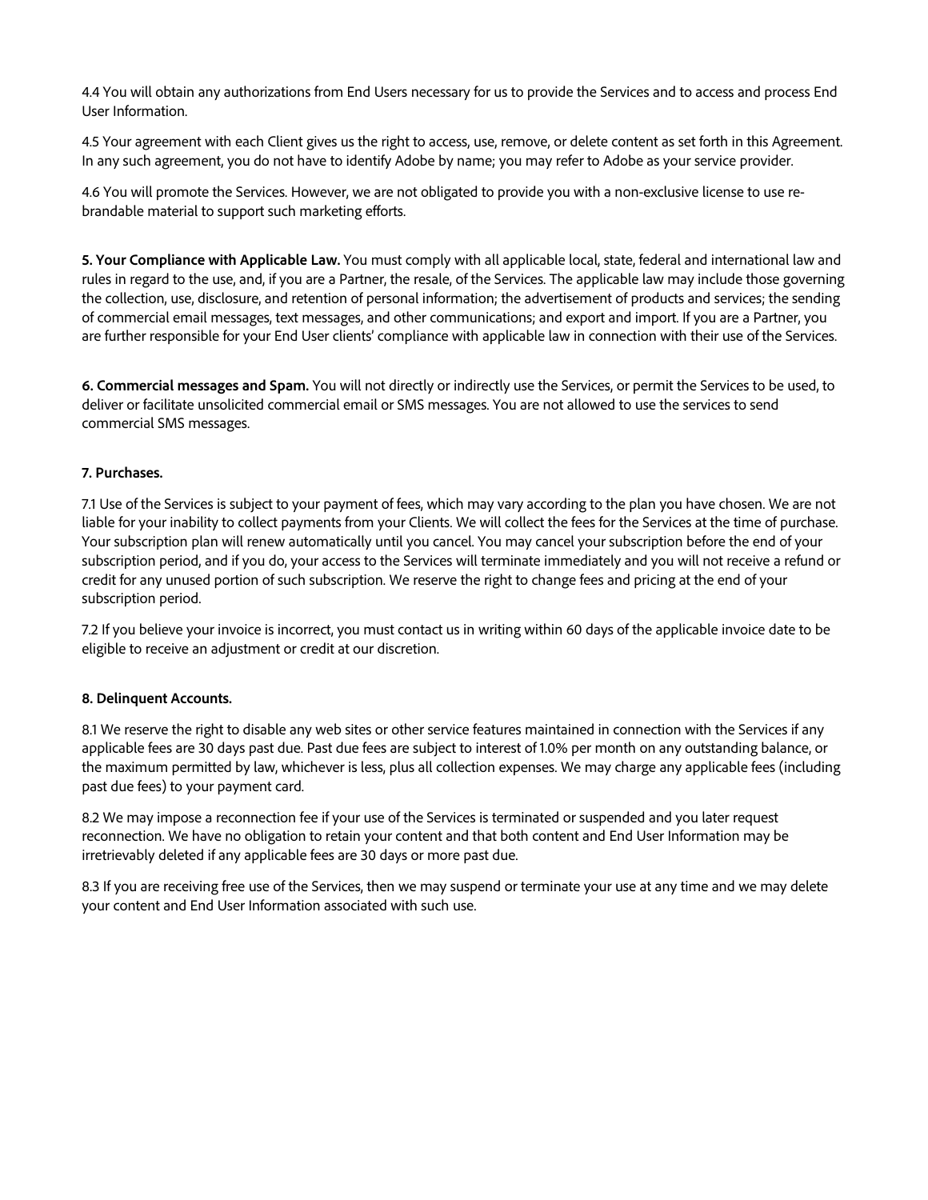4.4 You will obtain any authorizations from End Users necessary for us to provide the Services and to access and process End User Information.

4.5 Your agreement with each Client gives us the right to access, use, remove, or delete content as set forth in this Agreement. In any such agreement, you do not have to identify Adobe by name; you may refer to Adobe as your service provider.

4.6 You will promote the Services. However, we are not obligated to provide you with a non-exclusive license to use re-brandable material to support such marketing efforts.

**5. Your Compliance with Applicable Law.** You must comply with all applicable local, state, federal and international law and rules in regard to the use, and, if you are a Partner, the resale, of the Services. The applicable law may include those governing the collection, use, disclosure, and retention of personal information; the advertisement of products and services; the sending of commercial email messages, text messages, and other communications; and export and import. If you are a Partner, you are further responsible for your End User clients' compliance with applicable law in connection with their use of the Services.

**6. Commercial messages and Spam.** You will not directly or indirectly use the Services, or permit the Services to be used, to deliver or facilitate unsolicited commercial email or SMS messages. You are not allowed to use the services to send commercial SMS messages.

**7. Purchases.**

7.1 Use of the Services is subject to your payment of fees, which may vary according to the plan you have chosen. We are not liable for your inability to collect payments from your Clients. We will collect the fees for the Services at the time of purchase. Your subscription plan will renew automatically until you cancel. You may cancel your subscription before the end of your subscription period, and if you do, your access to the Services will terminate immediately and you will not receive a refund or credit for any unused portion of such subscription. We reserve the right to change fees and pricing at the end of your subscription period.

7.2 If you believe your invoice is incorrect, you must contact us in writing within 60 days of the applicable invoice date to be eligible to receive an adjustment or credit at our discretion.

**8. Delinquent Accounts.**

8.1 We reserve the right to disable any web sites or other service features maintained in connection with the Services if any applicable fees are 30 days past due. Past due fees are subject to interest of 1.0% per month on any outstanding balance, or the maximum permitted by law, whichever is less, plus all collection expenses. We may charge any applicable fees (including past due fees) to your payment card.

8.2 We may impose a reconnection fee if your use of the Services is terminated or suspended and you later request reconnection. We have no obligation to retain your content and that both content and End User Information may be irretrievably deleted if any applicable fees are 30 days or more past due.

8.3 If you are receiving free use of the Services, then we may suspend or terminate your use at any time and we may delete your content and End User Information associated with such use.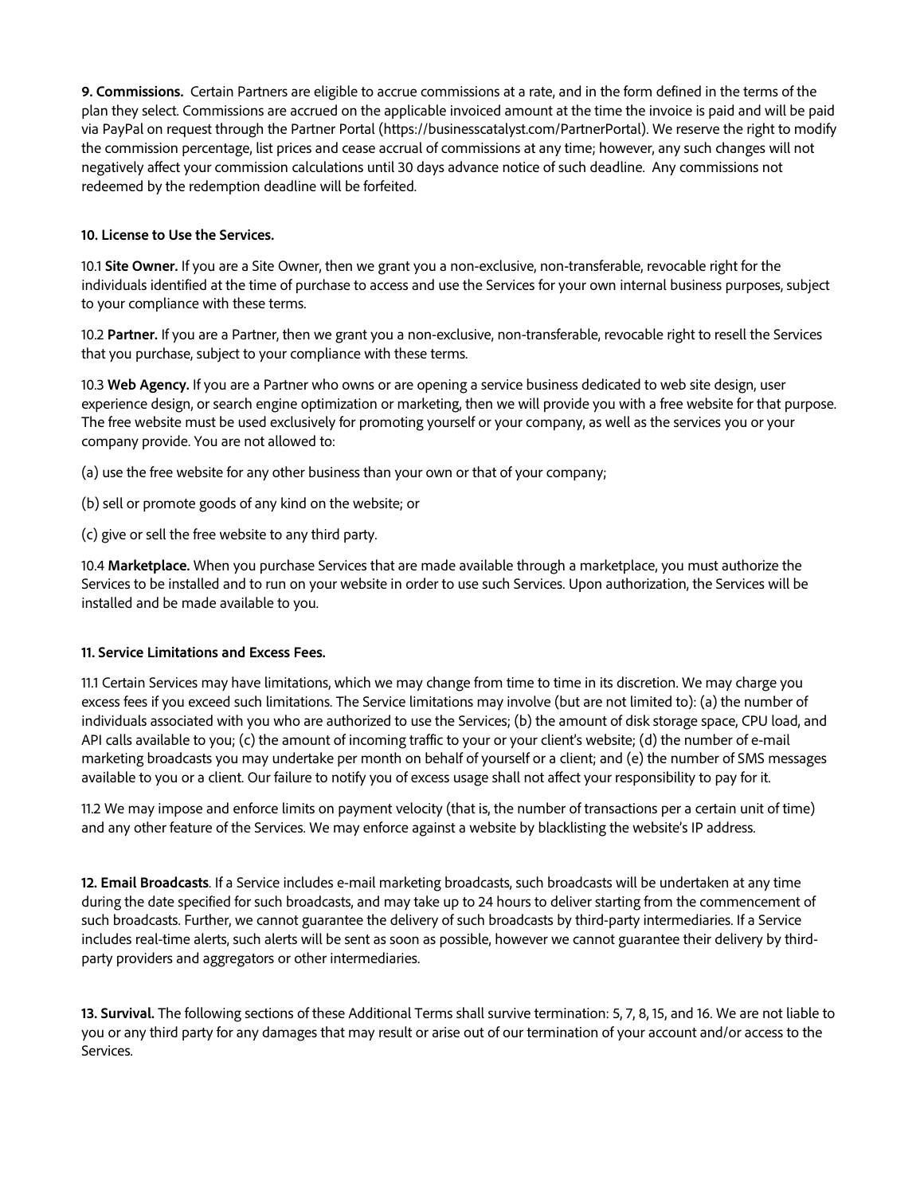**9. Commissions.** Certain Partners are eligible to accrue commissions at a rate, and in the form defined in the terms of the plan they select. Commissions are accrued on the applicable invoiced amount at the time the invoice is paid and will be paid via PayPal on request through the Partner Portal (https://businesscatalyst.com/PartnerPortal). We reserve the right to modify the commission percentage, list prices and cease accrual of commissions at any time; however, any such changes will not negatively affect your commission calculations until 30 days advance notice of such deadline. Any commissions not redeemed by the redemption deadline will be forfeited.

**10. License to Use the Services.**

10.1 **Site Owner.** If you are a Site Owner, then we grant you a non-exclusive, non-transferable, revocable right for the individuals identified at the time of purchase to access and use the Services for your own internal business purposes, subject to your compliance with these terms.

10.2 **Partner.** If you are a Partner, then we grant you a non-exclusive, non-transferable, revocable right to resell the Services that you purchase, subject to your compliance with these terms.

10.3 **Web Agency.** If you are a Partner who owns or are opening a service business dedicated to web site design, user experience design, or search engine optimization or marketing, then we will provide you with a free website for that purpose. The free website must be used exclusively for promoting yourself or your company, as well as the services you or your company provide. You are not allowed to:

(a) use the free website for any other business than your own or that of your company;

(b) sell or promote goods of any kind on the website; or

(c) give or sell the free website to any third party.

10.4 **Marketplace.** When you purchase Services that are made available through a marketplace, you must authorize the Services to be installed and to run on your website in order to use such Services. Upon authorization, the Services will be installed and be made available to you.

**11. Service Limitations and Excess Fees.**

11.1 Certain Services may have limitations, which we may change from time to time in its discretion. We may charge you excess fees if you exceed such limitations. The Service limitations may involve (but are not limited to): (a) the number of individuals associated with you who are authorized to use the Services; (b) the amount of disk storage space, CPU load, and API calls available to you; (c) the amount of incoming traffic to your or your client's website; (d) the number of e-mail marketing broadcasts you may undertake per month on behalf of yourself or a client; and (e) the number of SMS messages available to you or a client. Our failure to notify you of excess usage shall not affect your responsibility to pay for it.

11.2 We may impose and enforce limits on payment velocity (that is, the number of transactions per a certain unit of time) and any other feature of the Services. We may enforce against a website by blacklisting the website's IP address.

**12. Email Broadcasts**. If a Service includes e-mail marketing broadcasts, such broadcasts will be undertaken at any time during the date specified for such broadcasts, and may take up to 24 hours to deliver starting from the commencement of such broadcasts. Further, we cannot guarantee the delivery of such broadcasts by third-party intermediaries. If a Service includes real-time alerts, such alerts will be sent as soon as possible, however we cannot guarantee their delivery by third-party providers and aggregators or other intermediaries.

**13. Survival.** The following sections of these Additional Terms shall survive termination: 5, 7, 8, 15, and 16. We are not liable to you or any third party for any damages that may result or arise out of our termination of your account and/or access to the Services.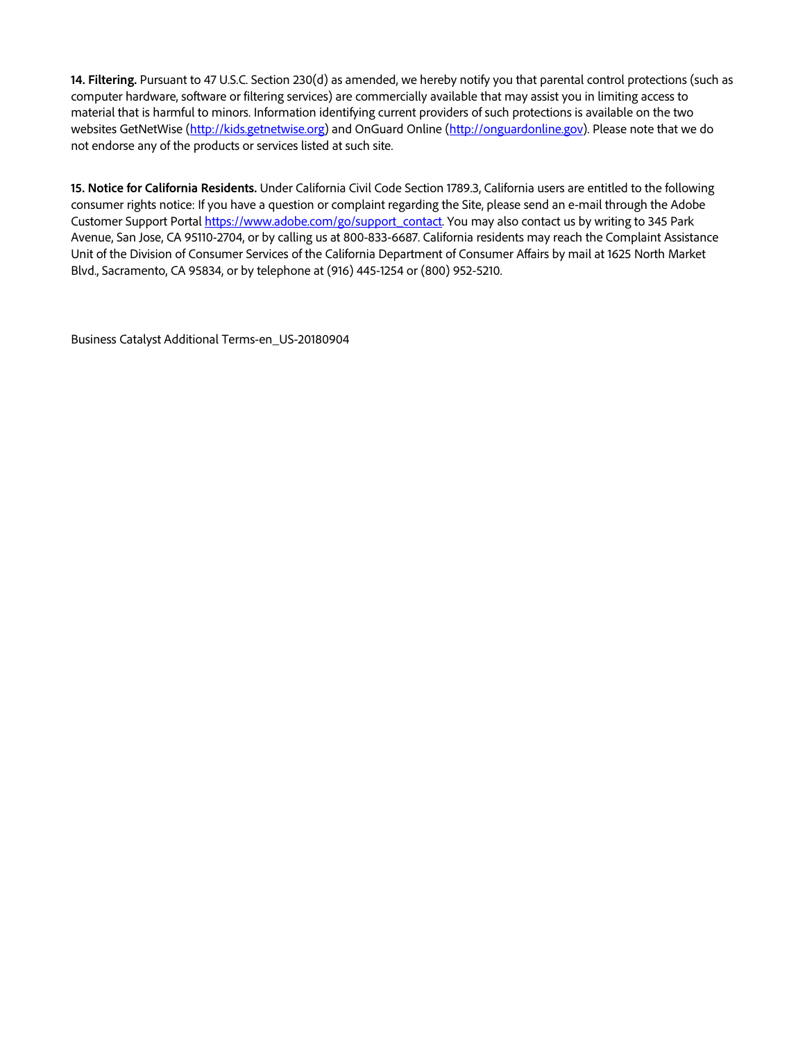**14. Filtering.** Pursuant to 47 U.S.C. Section 230(d) as amended, we hereby notify you that parental control protections (such as computer hardware, software or filtering services) are commercially available that may assist you in limiting access to material that is harmful to minors. Information identifying current providers of such protections is available on the two websites GetNetWise (http://kids.getnetwise.org) and OnGuard Online (http://onguardonline.gov). Please note that we do not endorse any of the products or services listed at such site.

**15. Notice for California Residents.** Under California Civil Code Section 1789.3, California users are entitled to the following consumer rights notice: If you have a question or complaint regarding the Site, please send an e-mail through the Adobe Customer Support Portal https://www.adobe.com/go/support_contact. You may also contact us by writing to 345 Park Avenue, San Jose, CA 95110-2704, or by calling us at 800-833-6687. California residents may reach the Complaint Assistance Unit of the Division of Consumer Services of the California Department of Consumer Affairs by mail at 1625 North Market Blvd., Sacramento, CA 95834, or by telephone at (916) 445-1254 or (800) 952-5210.

Business Catalyst Additional Terms-en_US-20180904